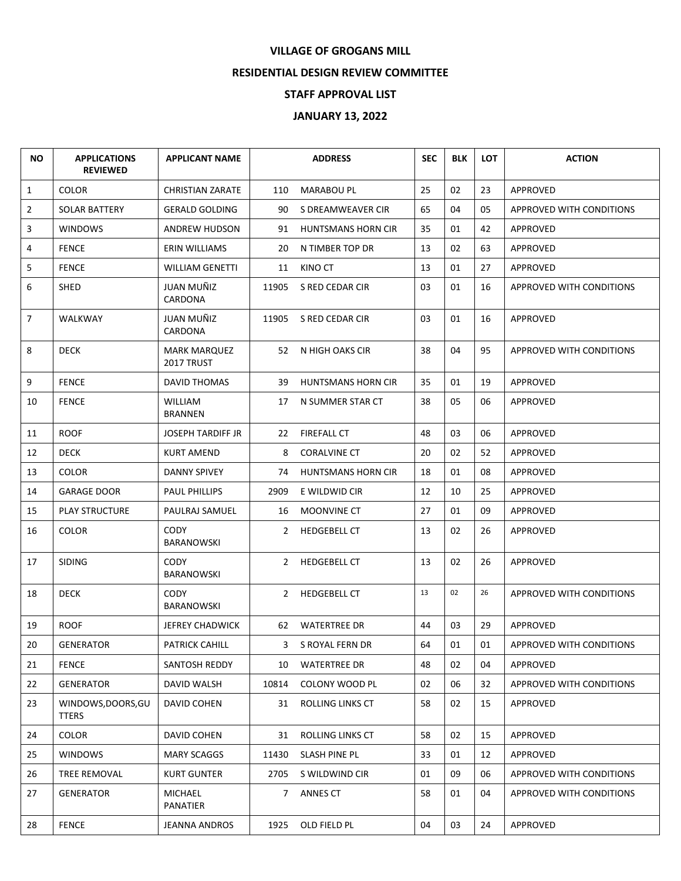# VILLAGE OF GROGANS MILL

## RESIDENTIAL DESIGN REVIEW COMMITTEE

## STAFF APPROVAL LIST

## JANUARY 13, 2022

| NO | APPLICATIONS REVIEWED | APPLICANT NAME | ADDRESS | | SEC | BLK | LOT | ACTION |
|---|---|---|---|---|---|---|---|---|
| 1 | COLOR | CHRISTIAN ZARATE | 110 | MARABOU PL | 25 | 02 | 23 | APPROVED |
| 2 | SOLAR BATTERY | GERALD GOLDING | 90 | S DREAMWEAVER CIR | 65 | 04 | 05 | APPROVED WITH CONDITIONS |
| 3 | WINDOWS | ANDREW HUDSON | 91 | HUNTSMANS HORN CIR | 35 | 01 | 42 | APPROVED |
| 4 | FENCE | ERIN WILLIAMS | 20 | N TIMBER TOP DR | 13 | 02 | 63 | APPROVED |
| 5 | FENCE | WILLIAM GENETTI | 11 | KINO CT | 13 | 01 | 27 | APPROVED |
| 6 | SHED | JUAN MUÑIZ CARDONA | 11905 | S RED CEDAR CIR | 03 | 01 | 16 | APPROVED WITH CONDITIONS |
| 7 | WALKWAY | JUAN MUÑIZ CARDONA | 11905 | S RED CEDAR CIR | 03 | 01 | 16 | APPROVED |
| 8 | DECK | MARK MARQUEZ 2017 TRUST | 52 | N HIGH OAKS CIR | 38 | 04 | 95 | APPROVED WITH CONDITIONS |
| 9 | FENCE | DAVID THOMAS | 39 | HUNTSMANS HORN CIR | 35 | 01 | 19 | APPROVED |
| 10 | FENCE | WILLIAM BRANNEN | 17 | N SUMMER STAR CT | 38 | 05 | 06 | APPROVED |
| 11 | ROOF | JOSEPH TARDIFF JR | 22 | FIREFALL CT | 48 | 03 | 06 | APPROVED |
| 12 | DECK | KURT AMEND | 8 | CORALVINE CT | 20 | 02 | 52 | APPROVED |
| 13 | COLOR | DANNY SPIVEY | 74 | HUNTSMANS HORN CIR | 18 | 01 | 08 | APPROVED |
| 14 | GARAGE DOOR | PAUL PHILLIPS | 2909 | E WILDWID CIR | 12 | 10 | 25 | APPROVED |
| 15 | PLAY STRUCTURE | PAULRAJ SAMUEL | 16 | MOONVINE CT | 27 | 01 | 09 | APPROVED |
| 16 | COLOR | CODY BARANOWSKI | 2 | HEDGEBELL CT | 13 | 02 | 26 | APPROVED |
| 17 | SIDING | CODY BARANOWSKI | 2 | HEDGEBELL CT | 13 | 02 | 26 | APPROVED |
| 18 | DECK | CODY BARANOWSKI | 2 | HEDGEBELL CT | 13 | 02 | 26 | APPROVED WITH CONDITIONS |
| 19 | ROOF | JEFREY CHADWICK | 62 | WATERTREE DR | 44 | 03 | 29 | APPROVED |
| 20 | GENERATOR | PATRICK CAHILL | 3 | S ROYAL FERN DR | 64 | 01 | 01 | APPROVED WITH CONDITIONS |
| 21 | FENCE | SANTOSH REDDY | 10 | WATERTREE DR | 48 | 02 | 04 | APPROVED |
| 22 | GENERATOR | DAVID WALSH | 10814 | COLONY WOOD PL | 02 | 06 | 32 | APPROVED WITH CONDITIONS |
| 23 | WINDOWS,DOORS,GUTTERS | DAVID COHEN | 31 | ROLLING LINKS CT | 58 | 02 | 15 | APPROVED |
| 24 | COLOR | DAVID COHEN | 31 | ROLLING LINKS CT | 58 | 02 | 15 | APPROVED |
| 25 | WINDOWS | MARY SCAGGS | 11430 | SLASH PINE PL | 33 | 01 | 12 | APPROVED |
| 26 | TREE REMOVAL | KURT GUNTER | 2705 | S WILDWIND CIR | 01 | 09 | 06 | APPROVED WITH CONDITIONS |
| 27 | GENERATOR | MICHAEL PANATIER | 7 | ANNES CT | 58 | 01 | 04 | APPROVED WITH CONDITIONS |
| 28 | FENCE | JEANNA ANDROS | 1925 | OLD FIELD PL | 04 | 03 | 24 | APPROVED |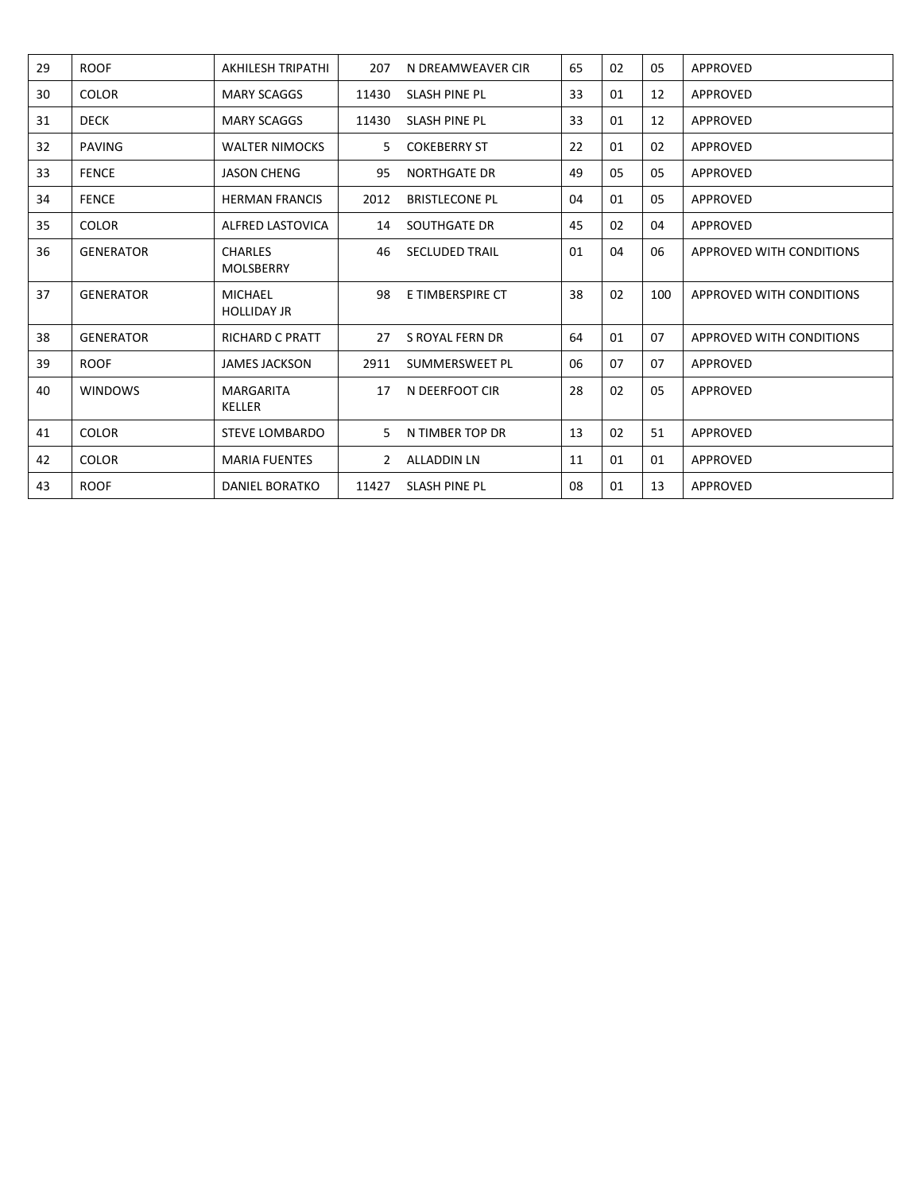| | | | | | | | | |
|---|---|---|---|---|---|---|---|---|
| 29 | ROOF | AKHILESH TRIPATHI | 207 | N DREAMWEAVER CIR | 65 | 02 | 05 | APPROVED |
| 30 | COLOR | MARY SCAGGS | 11430 | SLASH PINE PL | 33 | 01 | 12 | APPROVED |
| 31 | DECK | MARY SCAGGS | 11430 | SLASH PINE PL | 33 | 01 | 12 | APPROVED |
| 32 | PAVING | WALTER NIMOCKS | 5 | COKEBERRY ST | 22 | 01 | 02 | APPROVED |
| 33 | FENCE | JASON CHENG | 95 | NORTHGATE DR | 49 | 05 | 05 | APPROVED |
| 34 | FENCE | HERMAN FRANCIS | 2012 | BRISTLECONE PL | 04 | 01 | 05 | APPROVED |
| 35 | COLOR | ALFRED LASTOVICA | 14 | SOUTHGATE DR | 45 | 02 | 04 | APPROVED |
| 36 | GENERATOR | CHARLES MOLSBERRY | 46 | SECLUDED TRAIL | 01 | 04 | 06 | APPROVED WITH CONDITIONS |
| 37 | GENERATOR | MICHAEL HOLLIDAY JR | 98 | E TIMBERSPIRE CT | 38 | 02 | 100 | APPROVED WITH CONDITIONS |
| 38 | GENERATOR | RICHARD C PRATT | 27 | S ROYAL FERN DR | 64 | 01 | 07 | APPROVED WITH CONDITIONS |
| 39 | ROOF | JAMES JACKSON | 2911 | SUMMERSWEET PL | 06 | 07 | 07 | APPROVED |
| 40 | WINDOWS | MARGARITA KELLER | 17 | N DEERFOOT CIR | 28 | 02 | 05 | APPROVED |
| 41 | COLOR | STEVE LOMBARDO | 5 | N TIMBER TOP DR | 13 | 02 | 51 | APPROVED |
| 42 | COLOR | MARIA FUENTES | 2 | ALLADDIN LN | 11 | 01 | 01 | APPROVED |
| 43 | ROOF | DANIEL BORATKO | 11427 | SLASH PINE PL | 08 | 01 | 13 | APPROVED |